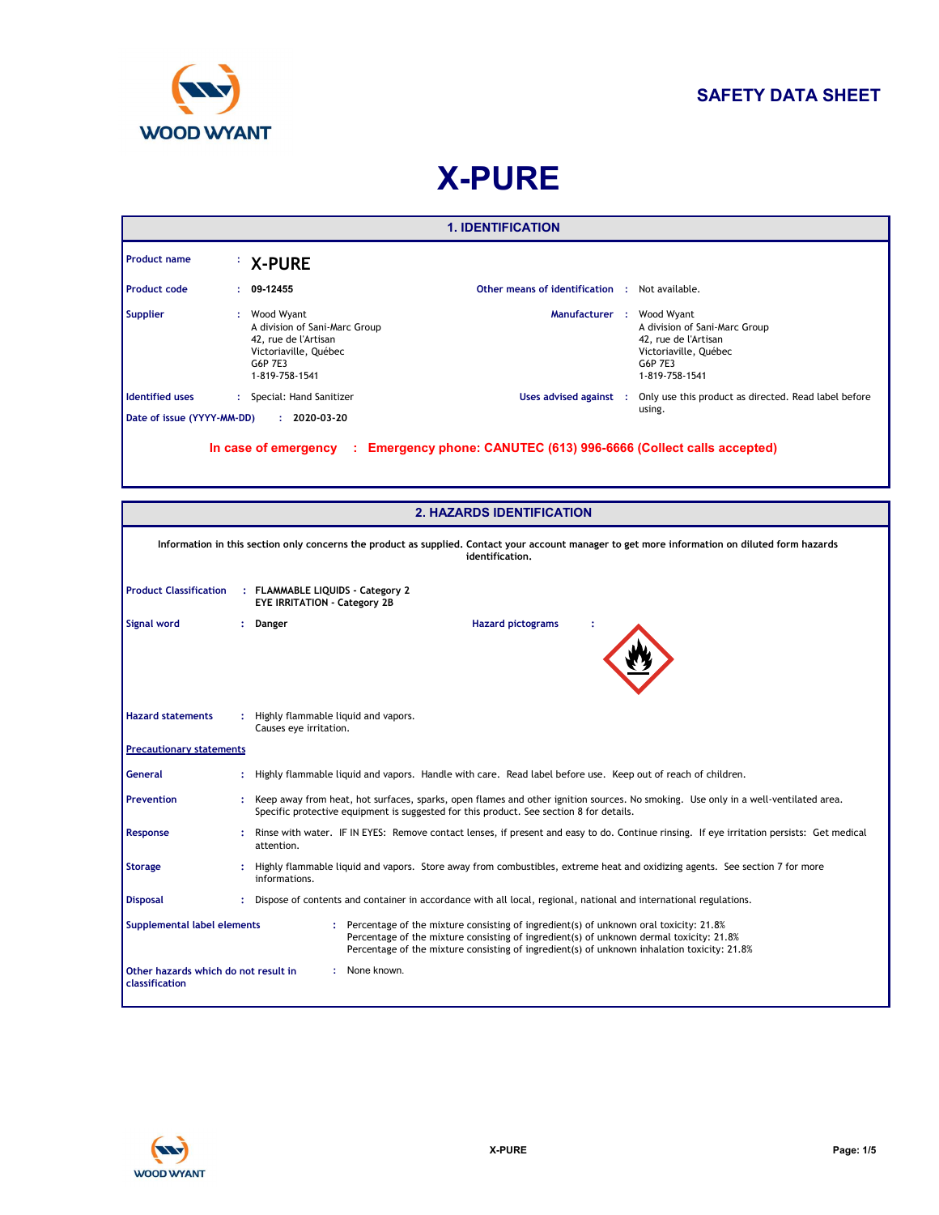WOOD WYANT

**SAFETY DATA SHEET**

# X-PURE

## 1. IDENTIFICATION

**Product name** : **X-PURE**

**Product code** : **09-12455**

**Other means of identification** : Not available.

**Supplier** : Wood Wyant
A division of Sani-Marc Group
42, rue de l'Artisan
Victoriaville, Québec
G6P 7E3
1-819-758-1541

**Manufacturer** : Wood Wyant
A division of Sani-Marc Group
42, rue de l'Artisan
Victoriaville, Québec
G6P 7E3
1-819-758-1541

**Identified uses** : Special: Hand Sanitizer

**Uses advised against** : Only use this product as directed. Read label before using.

**Date of issue (YYYY-MM-DD)** : **2020-03-20**

**In case of emergency : Emergency phone: CANUTEC (613) 996-6666 (Collect calls accepted)**

## 2. HAZARDS IDENTIFICATION

**Information in this section only concerns the product as supplied. Contact your account manager to get more information on diluted form hazards identification.**

**Product Classification** : **FLAMMABLE LIQUIDS - Category 2**
**EYE IRRITATION - Category 2B**

**Signal word** : **Danger**

**Hazard pictograms** :

**Hazard statements** : Highly flammable liquid and vapors.
Causes eye irritation.

**Precautionary statements**

**General** : Highly flammable liquid and vapors. Handle with care. Read label before use. Keep out of reach of children.

**Prevention** : Keep away from heat, hot surfaces, sparks, open flames and other ignition sources. No smoking. Use only in a well-ventilated area. Specific protective equipment is suggested for this product. See section 8 for details.

**Response** : Rinse with water. IF IN EYES: Remove contact lenses, if present and easy to do. Continue rinsing. If eye irritation persists: Get medical attention.

**Storage** : Highly flammable liquid and vapors. Store away from combustibles, extreme heat and oxidizing agents. See section 7 for more informations.

**Disposal** : Dispose of contents and container in accordance with all local, regional, national and international regulations.

**Supplemental label elements** : Percentage of the mixture consisting of ingredient(s) of unknown oral toxicity: 21.8%
Percentage of the mixture consisting of ingredient(s) of unknown dermal toxicity: 21.8%
Percentage of the mixture consisting of ingredient(s) of unknown inhalation toxicity: 21.8%

**Other hazards which do not result in classification** : None known.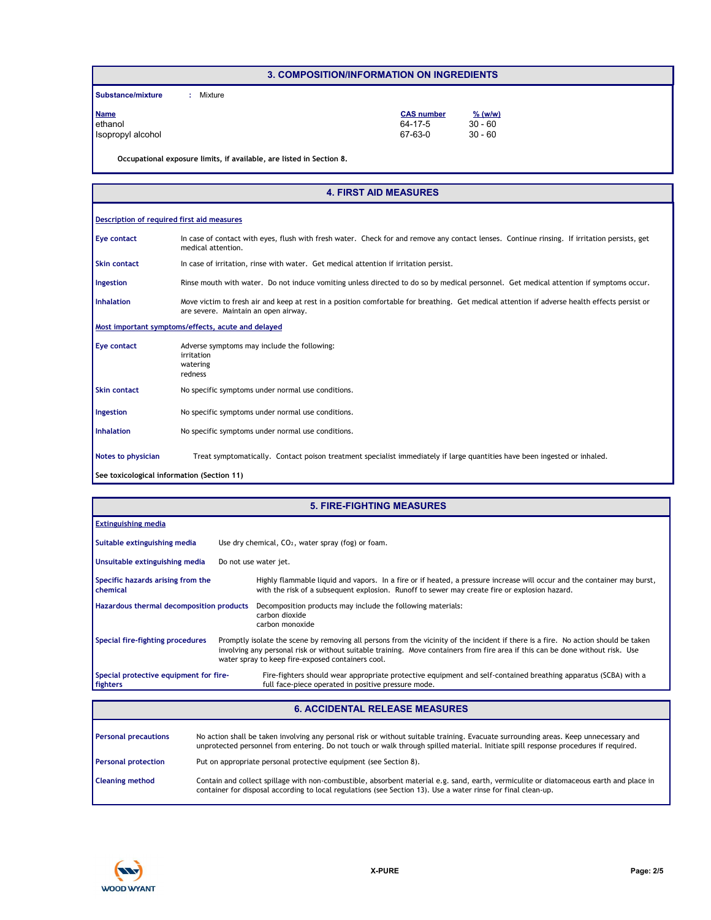## 3. COMPOSITION/INFORMATION ON INGREDIENTS

**Substance/mixture** : Mixture

| Name | CAS number | % (w/w) |
|---|---|---|
| ethanol | 64-17-5 | 30 - 60 |
| Isopropyl alcohol | 67-63-0 | 30 - 60 |

**Occupational exposure limits, if available, are listed in Section 8.**

## 4. FIRST AID MEASURES

**Description of required first aid measures**

**Eye contact** In case of contact with eyes, flush with fresh water. Check for and remove any contact lenses. Continue rinsing. If irritation persists, get medical attention.

**Skin contact** In case of irritation, rinse with water. Get medical attention if irritation persist.

**Ingestion** Rinse mouth with water. Do not induce vomiting unless directed to do so by medical personnel. Get medical attention if symptoms occur.

**Inhalation** Move victim to fresh air and keep at rest in a position comfortable for breathing. Get medical attention if adverse health effects persist or are severe. Maintain an open airway.

**Most important symptoms/effects, acute and delayed**

**Eye contact** Adverse symptoms may include the following:
irritation
watering
redness

**Skin contact** No specific symptoms under normal use conditions.

**Ingestion** No specific symptoms under normal use conditions.

**Inhalation** No specific symptoms under normal use conditions.

**Notes to physician** Treat symptomatically. Contact poison treatment specialist immediately if large quantities have been ingested or inhaled.

**See toxicological information (Section 11)**

## 5. FIRE-FIGHTING MEASURES

**Extinguishing media**

**Suitable extinguishing media** Use dry chemical, $CO_2$, water spray (fog) or foam.

**Unsuitable extinguishing media** Do not use water jet.

**Specific hazards arising from the chemical** Highly flammable liquid and vapors. In a fire or if heated, a pressure increase will occur and the container may burst, with the risk of a subsequent explosion. Runoff to sewer may create fire or explosion hazard.

**Hazardous thermal decomposition products** Decomposition products may include the following materials:
carbon dioxide
carbon monoxide

**Special fire-fighting procedures** Promptly isolate the scene by removing all persons from the vicinity of the incident if there is a fire. No action should be taken involving any personal risk or without suitable training. Move containers from fire area if this can be done without risk. Use water spray to keep fire-exposed containers cool.

**Special protective equipment for fire-fighters** Fire-fighters should wear appropriate protective equipment and self-contained breathing apparatus (SCBA) with a full face-piece operated in positive pressure mode.

## 6. ACCIDENTAL RELEASE MEASURES

**Personal precautions** No action shall be taken involving any personal risk or without suitable training. Evacuate surrounding areas. Keep unnecessary and unprotected personnel from entering. Do not touch or walk through spilled material. Initiate spill response procedures if required.

**Personal protection** Put on appropriate personal protective equipment (see Section 8).

**Cleaning method** Contain and collect spillage with non-combustible, absorbent material e.g. sand, earth, vermiculite or diatomaceous earth and place in container for disposal according to local regulations (see Section 13). Use a water rinse for final clean-up.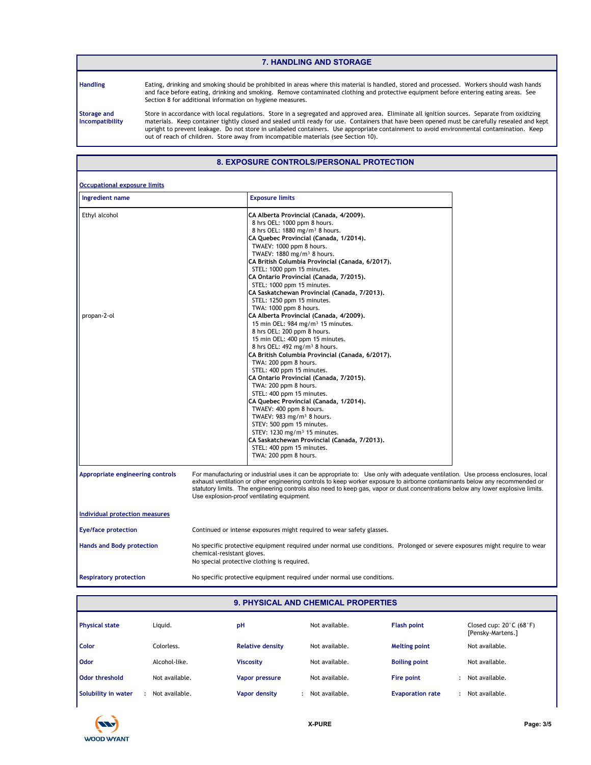## 7. HANDLING AND STORAGE

**Handling**

Eating, drinking and smoking should be prohibited in areas where this material is handled, stored and processed. Workers should wash hands and face before eating, drinking and smoking. Remove contaminated clothing and protective equipment before entering eating areas. See Section 8 for additional information on hygiene measures.

**Storage and Incompatibility**

Store in accordance with local regulations. Store in a segregated and approved area. Eliminate all ignition sources. Separate from oxidizing materials. Keep container tightly closed and sealed until ready for use. Containers that have been opened must be carefully resealed and kept upright to prevent leakage. Do not store in unlabeled containers. Use appropriate containment to avoid environmental contamination. Keep out of reach of children. Store away from incompatible materials (see Section 10).

## 8. EXPOSURE CONTROLS/PERSONAL PROTECTION

**Occupational exposure limits**

| Ingredient name | Exposure limits |
|---|---|
| Ethyl alcohol | **CA Alberta Provincial (Canada, 4/2009).**<br>8 hrs OEL: 1000 ppm 8 hours.<br>8 hrs OEL: 1880 mg/m³ 8 hours.<br>**CA Quebec Provincial (Canada, 1/2014).**<br>TWAEV: 1000 ppm 8 hours.<br>TWAEV: 1880 mg/m³ 8 hours.<br>**CA British Columbia Provincial (Canada, 6/2017).**<br>STEL: 1000 ppm 15 minutes.<br>**CA Ontario Provincial (Canada, 7/2015).**<br>STEL: 1000 ppm 15 minutes.<br>**CA Saskatchewan Provincial (Canada, 7/2013).**<br>STEL: 1250 ppm 15 minutes.<br>TWA: 1000 ppm 8 hours. |
| propan-2-ol | **CA Alberta Provincial (Canada, 4/2009).**<br>15 min OEL: 984 mg/m³ 15 minutes.<br>8 hrs OEL: 200 ppm 8 hours.<br>15 min OEL: 400 ppm 15 minutes.<br>8 hrs OEL: 492 mg/m³ 8 hours.<br>**CA British Columbia Provincial (Canada, 6/2017).**<br>TWA: 200 ppm 8 hours.<br>STEL: 400 ppm 15 minutes.<br>**CA Ontario Provincial (Canada, 7/2015).**<br>TWA: 200 ppm 8 hours.<br>STEL: 400 ppm 15 minutes.<br>**CA Quebec Provincial (Canada, 1/2014).**<br>TWAEV: 400 ppm 8 hours.<br>TWAEV: 983 mg/m³ 8 hours.<br>STEV: 500 ppm 15 minutes.<br>STEV: 1230 mg/m³ 15 minutes.<br>**CA Saskatchewan Provincial (Canada, 7/2013).**<br>STEL: 400 ppm 15 minutes.<br>TWA: 200 ppm 8 hours. |

**Appropriate engineering controls**

For manufacturing or industrial uses it can be appropriate to: Use only with adequate ventilation. Use process enclosures, local exhaust ventilation or other engineering controls to keep worker exposure to airborne contaminants below any recommended or statutory limits. The engineering controls also need to keep gas, vapor or dust concentrations below any lower explosive limits. Use explosion-proof ventilating equipment.

**Individual protection measures**

**Eye/face protection**

Continued or intense exposures might required to wear safety glasses.

**Hands and Body protection**

No specific protective equipment required under normal use conditions. Prolonged or severe exposures might require to wear chemical-resistant gloves.
No special protective clothing is required.

**Respiratory protection**

No specific protective equipment required under normal use conditions.

## 9. PHYSICAL AND CHEMICAL PROPERTIES

| | | | | | |
|---|---|---|---|---|---|
| **Physical state** | Liquid. | **pH** | Not available. | **Flash point** | Closed cup: 20°C (68°F) [Pensky-Martens.] |
| **Color** | Colorless. | **Relative density** | Not available. | **Melting point** | Not available. |
| **Odor** | Alcohol-like. | **Viscosity** | Not available. | **Boiling point** | Not available. |
| **Odor threshold** | Not available. | **Vapor pressure** | Not available. | **Fire point** | : Not available. |
| **Solubility in water** | : Not available. | **Vapor density** | : Not available. | **Evaporation rate** | : Not available. |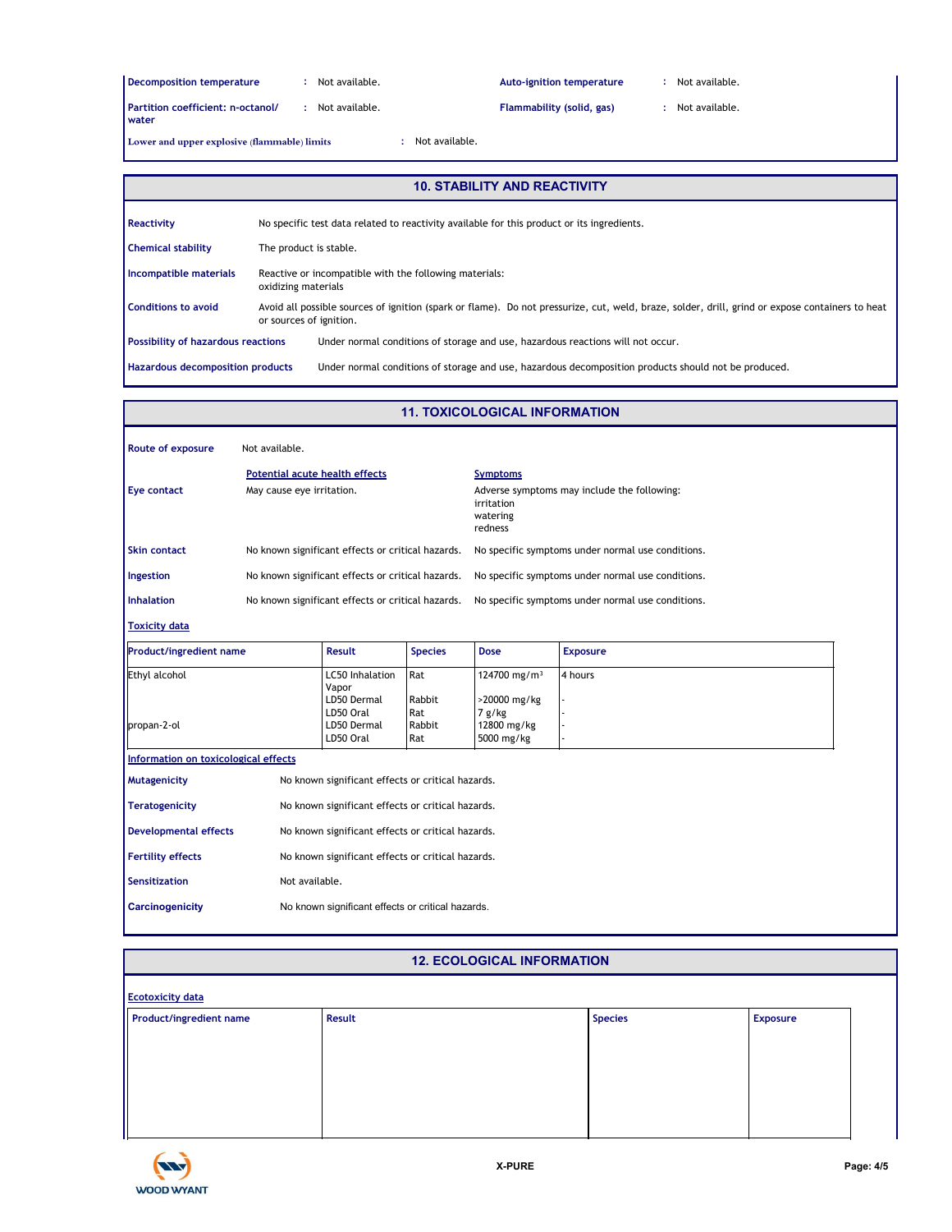| | | | | |
|---|---|---|---|---|
| **Decomposition temperature** | : Not available. | | **Auto-ignition temperature** | : Not available. |
| **Partition coefficient: n-octanol/ water** | : Not available. | | **Flammability (solid, gas)** | : Not available. |
| **Lower and upper explosive (flammable) limits** | : Not available. | | | |

## 10. STABILITY AND REACTIVITY

**Reactivity** No specific test data related to reactivity available for this product or its ingredients.

**Chemical stability** The product is stable.

**Incompatible materials** Reactive or incompatible with the following materials:
oxidizing materials

**Conditions to avoid** Avoid all possible sources of ignition (spark or flame). Do not pressurize, cut, weld, braze, solder, drill, grind or expose containers to heat or sources of ignition.

**Possibility of hazardous reactions** Under normal conditions of storage and use, hazardous reactions will not occur.

**Hazardous decomposition products** Under normal conditions of storage and use, hazardous decomposition products should not be produced.

## 11. TOXICOLOGICAL INFORMATION

**Route of exposure** Not available.

| | Potential acute health effects | Symptoms |
|---|---|---|
| **Eye contact** | May cause eye irritation. | Adverse symptoms may include the following:<br>irritation<br>watering<br>redness |
| **Skin contact** | No known significant effects or critical hazards. | No specific symptoms under normal use conditions. |
| **Ingestion** | No known significant effects or critical hazards. | No specific symptoms under normal use conditions. |
| **Inhalation** | No known significant effects or critical hazards. | No specific symptoms under normal use conditions. |

**Toxicity data**

| Product/ingredient name | Result | Species | Dose | Exposure |
|---|---|---|---|---|
| Ethyl alcohol | LC50 Inhalation Vapor | Rat | 124700 mg/m³ | 4 hours |
| | LD50 Dermal | Rabbit | >20000 mg/kg | - |
| | LD50 Oral | Rat | 7 g/kg | - |
| propan-2-ol | LD50 Dermal | Rabbit | 12800 mg/kg | - |
| | LD50 Oral | Rat | 5000 mg/kg | - |

**Information on toxicological effects**

**Mutagenicity** No known significant effects or critical hazards.

**Teratogenicity** No known significant effects or critical hazards.

**Developmental effects** No known significant effects or critical hazards.

**Fertility effects** No known significant effects or critical hazards.

**Sensitization** Not available.

**Carcinogenicity** No known significant effects or critical hazards.

## 12. ECOLOGICAL INFORMATION

**Ecotoxicity data**

| Product/ingredient name | Result | Species | Exposure |
|---|---|---|---|
| | | | |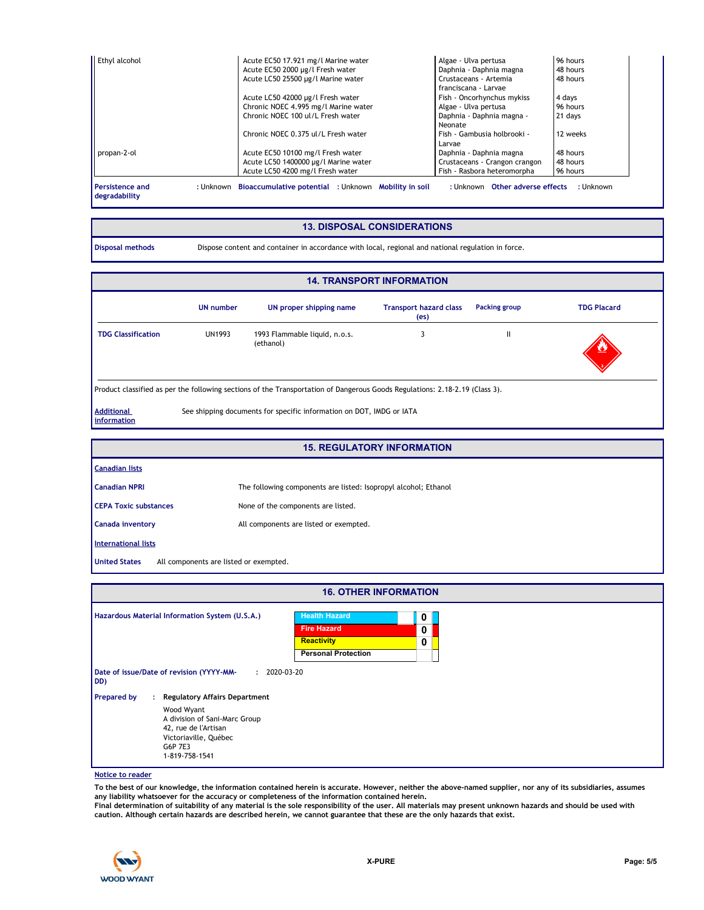| | | | |
|---|---|---|---|
| Ethyl alcohol | Acute EC50 17.921 mg/l Marine water | Algae - Ulva pertusa | 96 hours |
| | Acute EC50 2000 µg/l Fresh water | Daphnia - Daphnia magna | 48 hours |
| | Acute LC50 25500 µg/l Marine water | Crustaceans - Artemia franciscana - Larvae | 48 hours |
| | Acute LC50 42000 µg/l Fresh water | Fish - Oncorhynchus mykiss | 4 days |
| | Chronic NOEC 4.995 mg/l Marine water | Algae - Ulva pertusa | 96 hours |
| | Chronic NOEC 100 ul/L Fresh water | Daphnia - Daphnia magna - Neonate | 21 days |
| | Chronic NOEC 0.375 ul/L Fresh water | Fish - Gambusia holbrooki - Larvae | 12 weeks |
| propan-2-ol | Acute EC50 10100 mg/l Fresh water | Daphnia - Daphnia magna | 48 hours |
| | Acute LC50 1400000 µg/l Marine water | Crustaceans - Crangon crangon | 48 hours |
| | Acute LC50 4200 mg/l Fresh water | Fish - Rasbora heteromorpha | 96 hours |

**Persistence and degradability** : Unknown **Bioaccumulative potential** : Unknown **Mobility in soil** : Unknown **Other adverse effects** : Unknown

## 13. DISPOSAL CONSIDERATIONS

**Disposal methods** Dispose content and container in accordance with local, regional and national regulation in force.

## 14. TRANSPORT INFORMATION

| | UN number | UN proper shipping name | Transport hazard class (es) | Packing group | TDG Placard |
|---|---|---|---|---|---|
| TDG Classification | UN1993 | 1993 Flammable liquid, n.o.s. (ethanol) | 3 | II | |

Product classified as per the following sections of the Transportation of Dangerous Goods Regulations: 2.18-2.19 (Class 3).

**Additional information** See shipping documents for specific information on DOT, IMDG or IATA

## 15. REGULATORY INFORMATION

**Canadian lists**

**Canadian NPRI** The following components are listed: Isopropyl alcohol; Ethanol

**CEPA Toxic substances** None of the components are listed.

**Canada inventory** All components are listed or exempted.

**International lists**

**United States** All components are listed or exempted.

## 16. OTHER INFORMATION

**Hazardous Material Information System (U.S.A.)**

| | |
|---|---|
| Health Hazard | 0 |
| Fire Hazard | 0 |
| Reactivity | 0 |
| Personal Protection | |

**Date of issue/Date of revision (YYYY-MM-DD)** : 2020-03-20

**Prepared by** : **Regulatory Affairs Department**

Wood Wyant
A division of Sani-Marc Group
42, rue de l'Artisan
Victoriaville, Québec
G6P 7E3
1-819-758-1541

**Notice to reader**

**To the best of our knowledge, the information contained herein is accurate. However, neither the above-named supplier, nor any of its subsidiaries, assumes any liability whatsoever for the accuracy or completeness of the information contained herein.**
**Final determination of suitability of any material is the sole responsibility of the user. All materials may present unknown hazards and should be used with caution. Although certain hazards are described herein, we cannot guarantee that these are the only hazards that exist.**